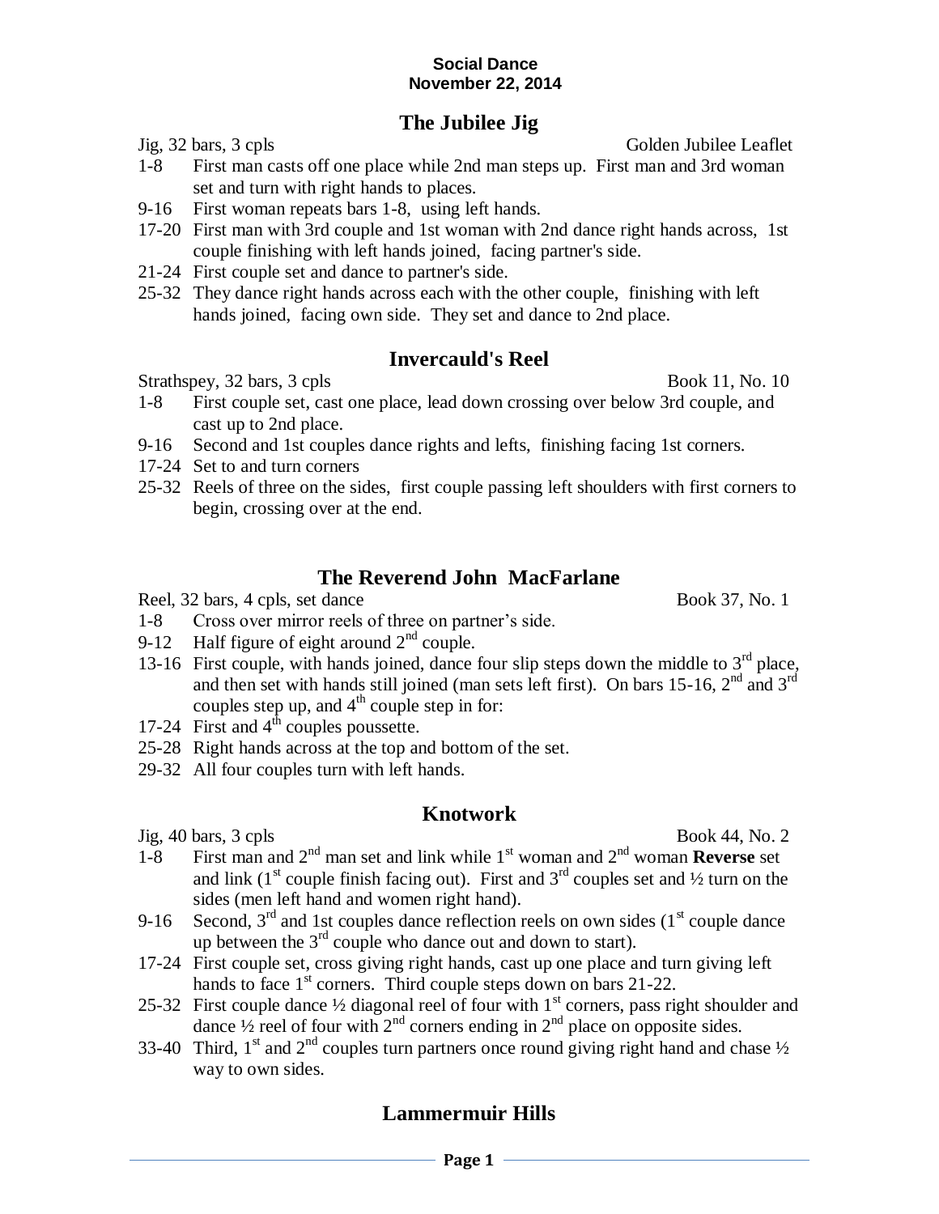**Social Dance**
**November 22, 2014**

## The Jubilee Jig

Jig, 32 bars, 3 cpls — Golden Jubilee Leaflet

- 1-8 First man casts off one place while 2nd man steps up. First man and 3rd woman set and turn with right hands to places.
- 9-16 First woman repeats bars 1-8, using left hands.
- 17-20 First man with 3rd couple and 1st woman with 2nd dance right hands across, 1st couple finishing with left hands joined, facing partner's side.
- 21-24 First couple set and dance to partner's side.
- 25-32 They dance right hands across each with the other couple, finishing with left hands joined, facing own side. They set and dance to 2nd place.

## Invercauld's Reel

Strathspey, 32 bars, 3 cpls — Book 11, No. 10

- 1-8 First couple set, cast one place, lead down crossing over below 3rd couple, and cast up to 2nd place.
- 9-16 Second and 1st couples dance rights and lefts, finishing facing 1st corners.
- 17-24 Set to and turn corners
- 25-32 Reels of three on the sides, first couple passing left shoulders with first corners to begin, crossing over at the end.

## The Reverend John MacFarlane

Reel, 32 bars, 4 cpls, set dance — Book 37, No. 1

- 1-8 Cross over mirror reels of three on partner's side.
- 9-12 Half figure of eight around 2nd couple.
- 13-16 First couple, with hands joined, dance four slip steps down the middle to 3rd place, and then set with hands still joined (man sets left first). On bars 15-16, 2nd and 3rd couples step up, and 4th couple step in for:
- 17-24 First and 4th couples poussette.
- 25-28 Right hands across at the top and bottom of the set.
- 29-32 All four couples turn with left hands.

## Knotwork

Jig, 40 bars, 3 cpls — Book 44, No. 2

- 1-8 First man and 2nd man set and link while 1st woman and 2nd woman **Reverse** set and link (1st couple finish facing out). First and 3rd couples set and ½ turn on the sides (men left hand and women right hand).
- 9-16 Second, 3rd and 1st couples dance reflection reels on own sides (1st couple dance up between the 3rd couple who dance out and down to start).
- 17-24 First couple set, cross giving right hands, cast up one place and turn giving left hands to face 1st corners. Third couple steps down on bars 21-22.
- 25-32 First couple dance ½ diagonal reel of four with 1st corners, pass right shoulder and dance ½ reel of four with 2nd corners ending in 2nd place on opposite sides.
- 33-40 Third, 1st and 2nd couples turn partners once round giving right hand and chase ½ way to own sides.

## Lammermuir Hills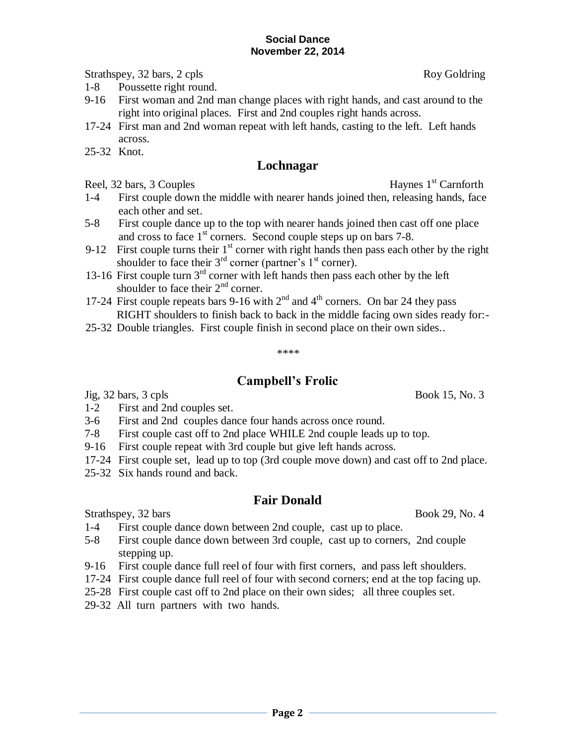**Social Dance**
**November 22, 2014**

Strathspey, 32 bars, 2 cpls Roy Goldring

- 1-8 Poussette right round.
- 9-16 First woman and 2nd man change places with right hands, and cast around to the right into original places. First and 2nd couples right hands across.
- 17-24 First man and 2nd woman repeat with left hands, casting to the left. Left hands across.
- 25-32 Knot.

## Lochnagar

Reel, 32 bars, 3 Couples Haynes 1st Carnforth

- 1-4 First couple down the middle with nearer hands joined then, releasing hands, face each other and set.
- 5-8 First couple dance up to the top with nearer hands joined then cast off one place and cross to face 1st corners. Second couple steps up on bars 7-8.
- 9-12 First couple turns their 1st corner with right hands then pass each other by the right shoulder to face their 3rd corner (partner's 1st corner).
- 13-16 First couple turn 3rd corner with left hands then pass each other by the left shoulder to face their 2nd corner.
- 17-24 First couple repeats bars 9-16 with 2nd and 4th corners. On bar 24 they pass RIGHT shoulders to finish back to back in the middle facing own sides ready for:-
- 25-32 Double triangles. First couple finish in second place on their own sides..

****

## Campbell's Frolic

Jig, 32 bars, 3 cpls Book 15, No. 3

- 1-2 First and 2nd couples set.
- 3-6 First and 2nd couples dance four hands across once round.
- 7-8 First couple cast off to 2nd place WHILE 2nd couple leads up to top.
- 9-16 First couple repeat with 3rd couple but give left hands across.
- 17-24 First couple set, lead up to top (3rd couple move down) and cast off to 2nd place.
- 25-32 Six hands round and back.

## Fair Donald

Strathspey, 32 bars Book 29, No. 4

- 1-4 First couple dance down between 2nd couple, cast up to place.
- 5-8 First couple dance down between 3rd couple, cast up to corners, 2nd couple stepping up.
- 9-16 First couple dance full reel of four with first corners, and pass left shoulders.
- 17-24 First couple dance full reel of four with second corners; end at the top facing up.
- 25-28 First couple cast off to 2nd place on their own sides; all three couples set.
- 29-32 All turn partners with two hands.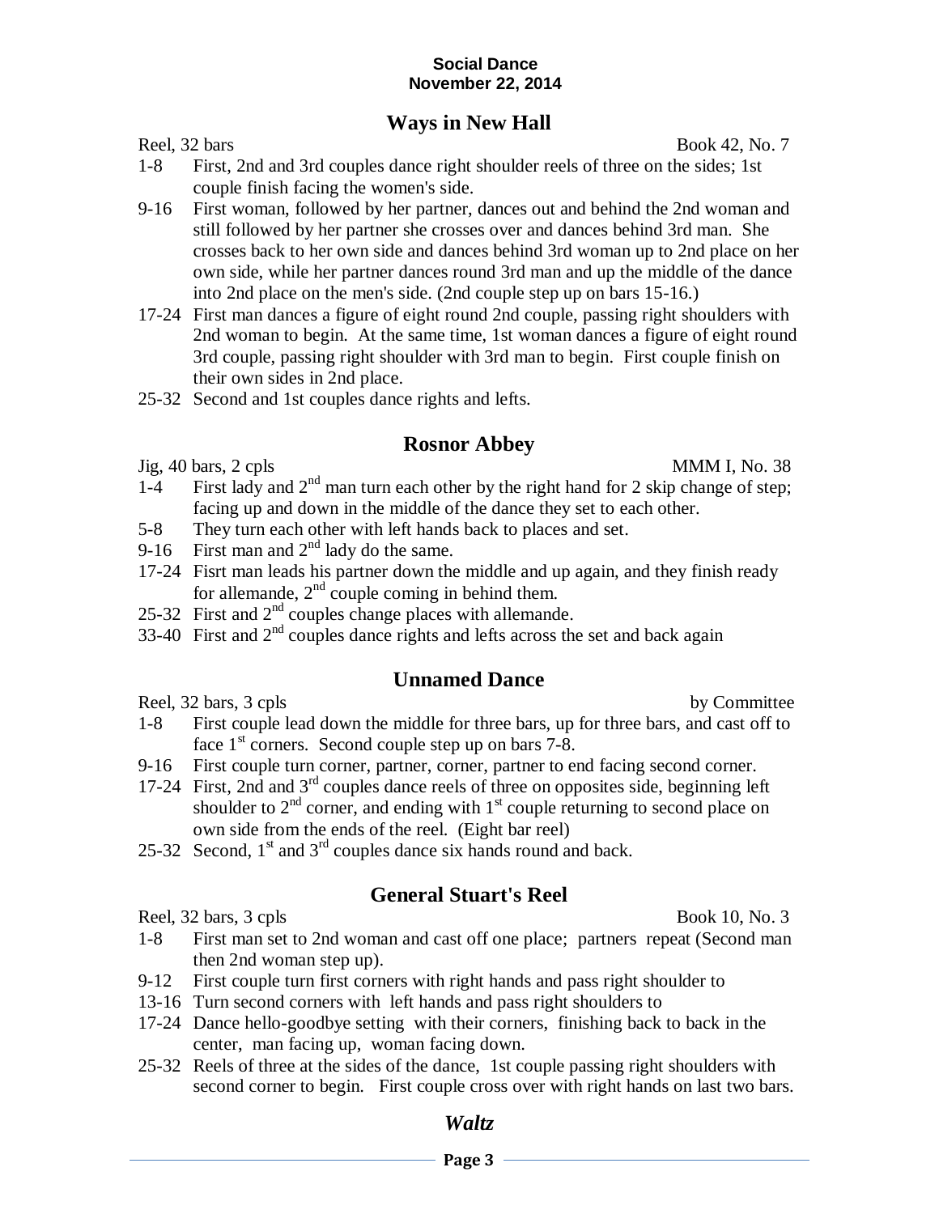**Social Dance**
**November 22, 2014**

## Ways in New Hall

Reel, 32 bars — Book 42, No. 7

1-8 First, 2nd and 3rd couples dance right shoulder reels of three on the sides; 1st couple finish facing the women's side.

9-16 First woman, followed by her partner, dances out and behind the 2nd woman and still followed by her partner she crosses over and dances behind 3rd man. She crosses back to her own side and dances behind 3rd woman up to 2nd place on her own side, while her partner dances round 3rd man and up the middle of the dance into 2nd place on the men's side. (2nd couple step up on bars 15-16.)

17-24 First man dances a figure of eight round 2nd couple, passing right shoulders with 2nd woman to begin. At the same time, 1st woman dances a figure of eight round 3rd couple, passing right shoulder with 3rd man to begin. First couple finish on their own sides in 2nd place.

25-32 Second and 1st couples dance rights and lefts.

## Rosnor Abbey

Jig, 40 bars, 2 cpls — MMM I, No. 38

1-4 First lady and 2nd man turn each other by the right hand for 2 skip change of step; facing up and down in the middle of the dance they set to each other.

5-8 They turn each other with left hands back to places and set.

9-16 First man and 2nd lady do the same.

17-24 Fisrt man leads his partner down the middle and up again, and they finish ready for allemande, 2nd couple coming in behind them.

25-32 First and 2nd couples change places with allemande.

33-40 First and 2nd couples dance rights and lefts across the set and back again

## Unnamed Dance

Reel, 32 bars, 3 cpls — by Committee

1-8 First couple lead down the middle for three bars, up for three bars, and cast off to face 1st corners. Second couple step up on bars 7-8.

9-16 First couple turn corner, partner, corner, partner to end facing second corner.

17-24 First, 2nd and 3rd couples dance reels of three on opposites side, beginning left shoulder to 2nd corner, and ending with 1st couple returning to second place on own side from the ends of the reel. (Eight bar reel)

25-32 Second, 1st and 3rd couples dance six hands round and back.

## General Stuart's Reel

Reel, 32 bars, 3 cpls — Book 10, No. 3

1-8 First man set to 2nd woman and cast off one place; partners repeat (Second man then 2nd woman step up).

9-12 First couple turn first corners with right hands and pass right shoulder to

13-16 Turn second corners with left hands and pass right shoulders to

17-24 Dance hello-goodbye setting with their corners, finishing back to back in the center, man facing up, woman facing down.

25-32 Reels of three at the sides of the dance, 1st couple passing right shoulders with second corner to begin. First couple cross over with right hands on last two bars.

## *Waltz*